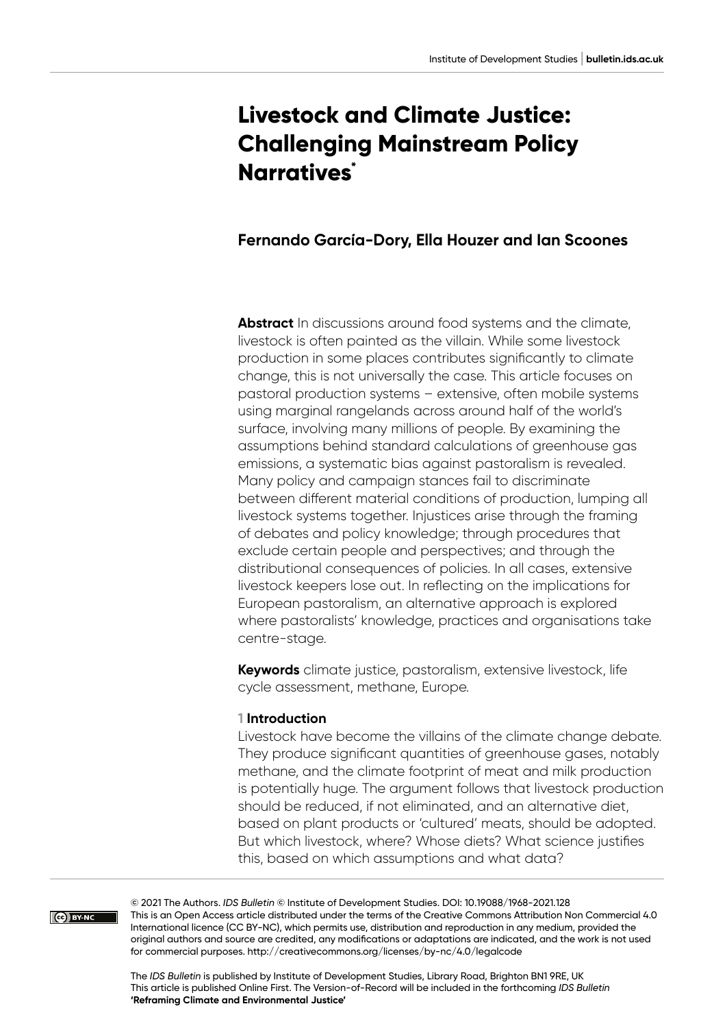# Livestock and Climate Justice: Challenging Mainstream Policy Narratives[*]

**Fernando García-Dory, Ella Houzer and Ian Scoones**

**Abstract** In discussions around food systems and the climate, livestock is often painted as the villain. While some livestock production in some places contributes significantly to climate change, this is not universally the case. This article focuses on pastoral production systems – extensive, often mobile systems using marginal rangelands across around half of the world's surface, involving many millions of people. By examining the assumptions behind standard calculations of greenhouse gas emissions, a systematic bias against pastoralism is revealed. Many policy and campaign stances fail to discriminate between different material conditions of production, lumping all livestock systems together. Injustices arise through the framing of debates and policy knowledge; through procedures that exclude certain people and perspectives; and through the distributional consequences of policies. In all cases, extensive livestock keepers lose out. In reflecting on the implications for European pastoralism, an alternative approach is explored where pastoralists' knowledge, practices and organisations take centre-stage.

**Keywords** climate justice, pastoralism, extensive livestock, life cycle assessment, methane, Europe.

## 1 Introduction

Livestock have become the villains of the climate change debate. They produce significant quantities of greenhouse gases, notably methane, and the climate footprint of meat and milk production is potentially huge. The argument follows that livestock production should be reduced, if not eliminated, and an alternative diet, based on plant products or 'cultured' meats, should be adopted. But which livestock, where? Whose diets? What science justifies this, based on which assumptions and what data?

© 2021 The Authors. *IDS Bulletin* © Institute of Development Studies. DOI: 10.19088/1968-2021.128
This is an Open Access article distributed under the terms of the Creative Commons Attribution Non Commercial 4.0 International licence (CC BY-NC), which permits use, distribution and reproduction in any medium, provided the original authors and source are credited, any modifications or adaptations are indicated, and the work is not used for commercial purposes. http://creativecommons.org/licenses/by-nc/4.0/legalcode

The *IDS Bulletin* is published by Institute of Development Studies, Library Road, Brighton BN1 9RE, UK
This article is published Online First. The Version-of-Record will be included in the forthcoming *IDS Bulletin* **'Reframing Climate and Environmental Justice'**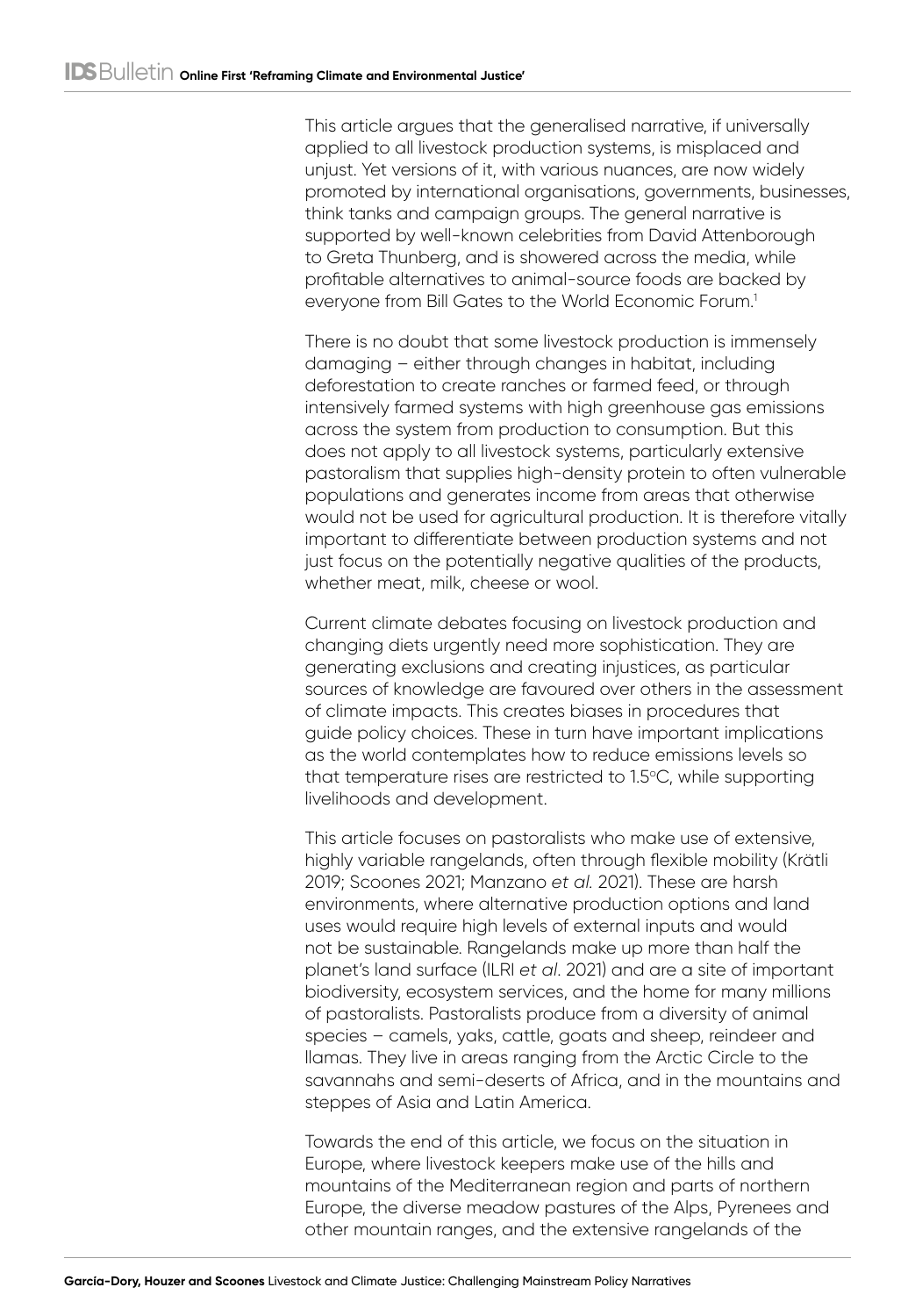This article argues that the generalised narrative, if universally applied to all livestock production systems, is misplaced and unjust. Yet versions of it, with various nuances, are now widely promoted by international organisations, governments, businesses, think tanks and campaign groups. The general narrative is supported by well-known celebrities from David Attenborough to Greta Thunberg, and is showered across the media, while profitable alternatives to animal-source foods are backed by everyone from Bill Gates to the World Economic Forum.[1]

There is no doubt that some livestock production is immensely damaging – either through changes in habitat, including deforestation to create ranches or farmed feed, or through intensively farmed systems with high greenhouse gas emissions across the system from production to consumption. But this does not apply to all livestock systems, particularly extensive pastoralism that supplies high-density protein to often vulnerable populations and generates income from areas that otherwise would not be used for agricultural production. It is therefore vitally important to differentiate between production systems and not just focus on the potentially negative qualities of the products, whether meat, milk, cheese or wool.

Current climate debates focusing on livestock production and changing diets urgently need more sophistication. They are generating exclusions and creating injustices, as particular sources of knowledge are favoured over others in the assessment of climate impacts. This creates biases in procedures that guide policy choices. These in turn have important implications as the world contemplates how to reduce emissions levels so that temperature rises are restricted to 1.5°C, while supporting livelihoods and development.

This article focuses on pastoralists who make use of extensive, highly variable rangelands, often through flexible mobility (Krätli 2019; Scoones 2021; Manzano *et al.* 2021). These are harsh environments, where alternative production options and land uses would require high levels of external inputs and would not be sustainable. Rangelands make up more than half the planet's land surface (ILRI *et al*. 2021) and are a site of important biodiversity, ecosystem services, and the home for many millions of pastoralists. Pastoralists produce from a diversity of animal species – camels, yaks, cattle, goats and sheep, reindeer and llamas. They live in areas ranging from the Arctic Circle to the savannahs and semi-deserts of Africa, and in the mountains and steppes of Asia and Latin America.

Towards the end of this article, we focus on the situation in Europe, where livestock keepers make use of the hills and mountains of the Mediterranean region and parts of northern Europe, the diverse meadow pastures of the Alps, Pyrenees and other mountain ranges, and the extensive rangelands of the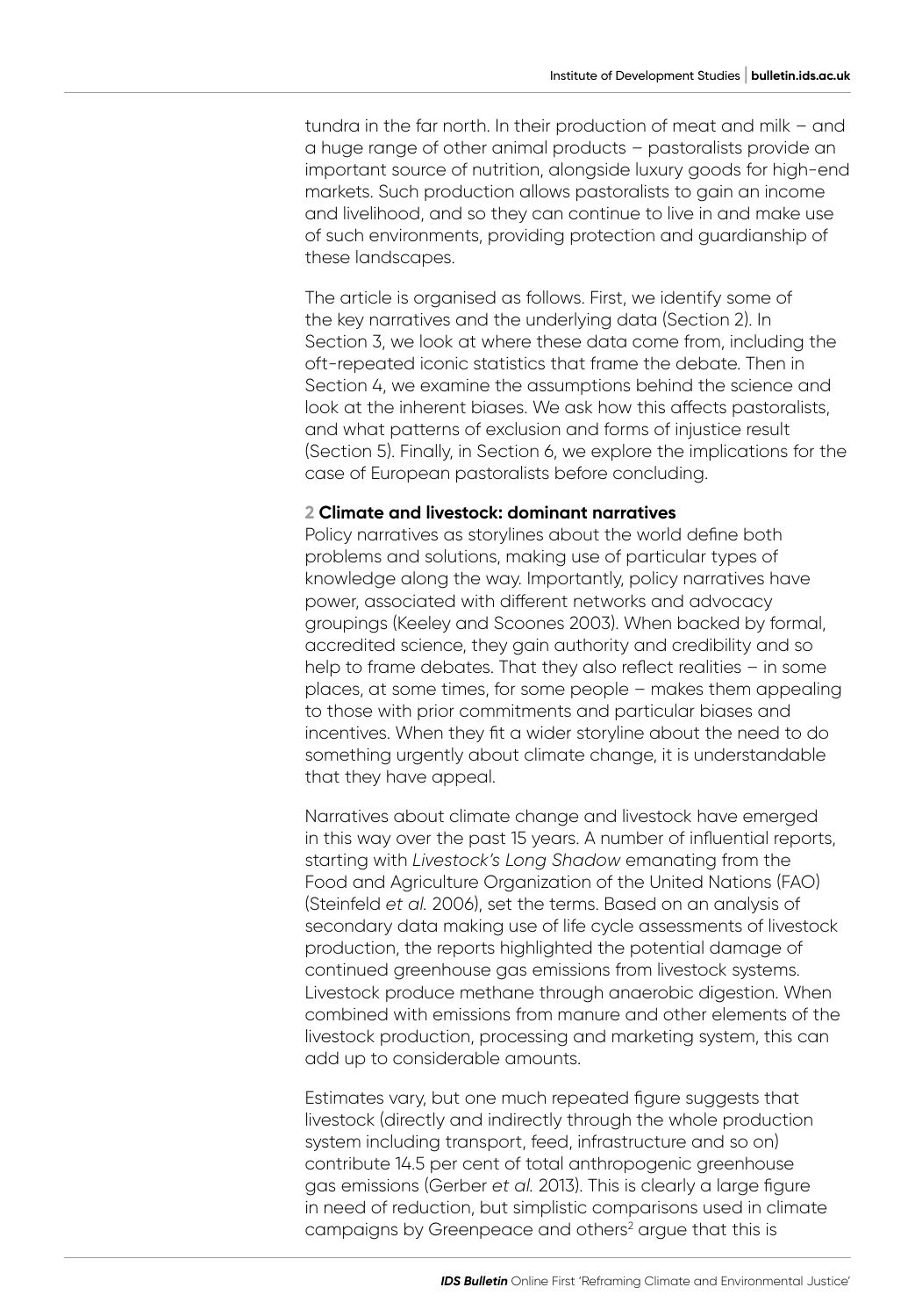tundra in the far north. In their production of meat and milk – and a huge range of other animal products – pastoralists provide an important source of nutrition, alongside luxury goods for high-end markets. Such production allows pastoralists to gain an income and livelihood, and so they can continue to live in and make use of such environments, providing protection and guardianship of these landscapes.

The article is organised as follows. First, we identify some of the key narratives and the underlying data (Section 2). In Section 3, we look at where these data come from, including the oft-repeated iconic statistics that frame the debate. Then in Section 4, we examine the assumptions behind the science and look at the inherent biases. We ask how this affects pastoralists, and what patterns of exclusion and forms of injustice result (Section 5). Finally, in Section 6, we explore the implications for the case of European pastoralists before concluding.

## 2 Climate and livestock: dominant narratives

Policy narratives as storylines about the world define both problems and solutions, making use of particular types of knowledge along the way. Importantly, policy narratives have power, associated with different networks and advocacy groupings (Keeley and Scoones 2003). When backed by formal, accredited science, they gain authority and credibility and so help to frame debates. That they also reflect realities – in some places, at some times, for some people – makes them appealing to those with prior commitments and particular biases and incentives. When they fit a wider storyline about the need to do something urgently about climate change, it is understandable that they have appeal.

Narratives about climate change and livestock have emerged in this way over the past 15 years. A number of influential reports, starting with *Livestock's Long Shadow* emanating from the Food and Agriculture Organization of the United Nations (FAO) (Steinfeld *et al.* 2006), set the terms. Based on an analysis of secondary data making use of life cycle assessments of livestock production, the reports highlighted the potential damage of continued greenhouse gas emissions from livestock systems. Livestock produce methane through anaerobic digestion. When combined with emissions from manure and other elements of the livestock production, processing and marketing system, this can add up to considerable amounts.

Estimates vary, but one much repeated figure suggests that livestock (directly and indirectly through the whole production system including transport, feed, infrastructure and so on) contribute 14.5 per cent of total anthropogenic greenhouse gas emissions (Gerber *et al.* 2013). This is clearly a large figure in need of reduction, but simplistic comparisons used in climate campaigns by Greenpeace and others[2] argue that this is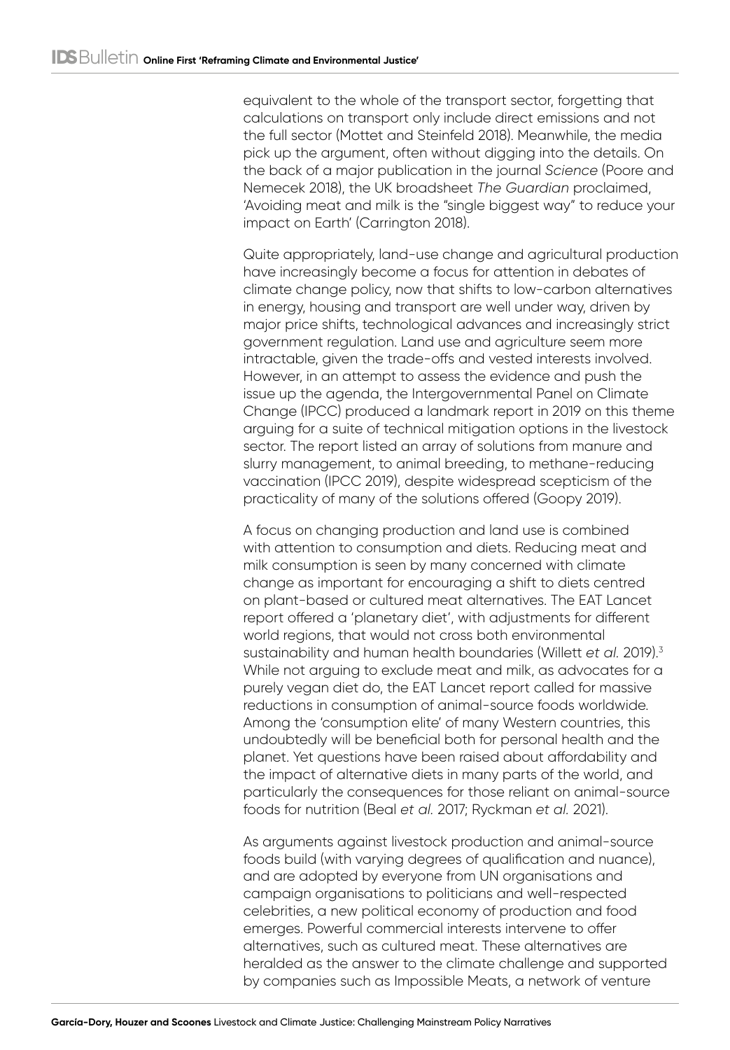equivalent to the whole of the transport sector, forgetting that calculations on transport only include direct emissions and not the full sector (Mottet and Steinfeld 2018). Meanwhile, the media pick up the argument, often without digging into the details. On the back of a major publication in the journal *Science* (Poore and Nemecek 2018), the UK broadsheet *The Guardian* proclaimed, 'Avoiding meat and milk is the "single biggest way" to reduce your impact on Earth' (Carrington 2018).

Quite appropriately, land-use change and agricultural production have increasingly become a focus for attention in debates of climate change policy, now that shifts to low-carbon alternatives in energy, housing and transport are well under way, driven by major price shifts, technological advances and increasingly strict government regulation. Land use and agriculture seem more intractable, given the trade-offs and vested interests involved. However, in an attempt to assess the evidence and push the issue up the agenda, the Intergovernmental Panel on Climate Change (IPCC) produced a landmark report in 2019 on this theme arguing for a suite of technical mitigation options in the livestock sector. The report listed an array of solutions from manure and slurry management, to animal breeding, to methane-reducing vaccination (IPCC 2019), despite widespread scepticism of the practicality of many of the solutions offered (Goopy 2019).

A focus on changing production and land use is combined with attention to consumption and diets. Reducing meat and milk consumption is seen by many concerned with climate change as important for encouraging a shift to diets centred on plant-based or cultured meat alternatives. The EAT Lancet report offered a 'planetary diet', with adjustments for different world regions, that would not cross both environmental sustainability and human health boundaries (Willett *et al.* 2019).[3] While not arguing to exclude meat and milk, as advocates for a purely vegan diet do, the EAT Lancet report called for massive reductions in consumption of animal-source foods worldwide. Among the 'consumption elite' of many Western countries, this undoubtedly will be beneficial both for personal health and the planet. Yet questions have been raised about affordability and the impact of alternative diets in many parts of the world, and particularly the consequences for those reliant on animal-source foods for nutrition (Beal *et al.* 2017; Ryckman *et al.* 2021).

As arguments against livestock production and animal-source foods build (with varying degrees of qualification and nuance), and are adopted by everyone from UN organisations and campaign organisations to politicians and well-respected celebrities, a new political economy of production and food emerges. Powerful commercial interests intervene to offer alternatives, such as cultured meat. These alternatives are heralded as the answer to the climate challenge and supported by companies such as Impossible Meats, a network of venture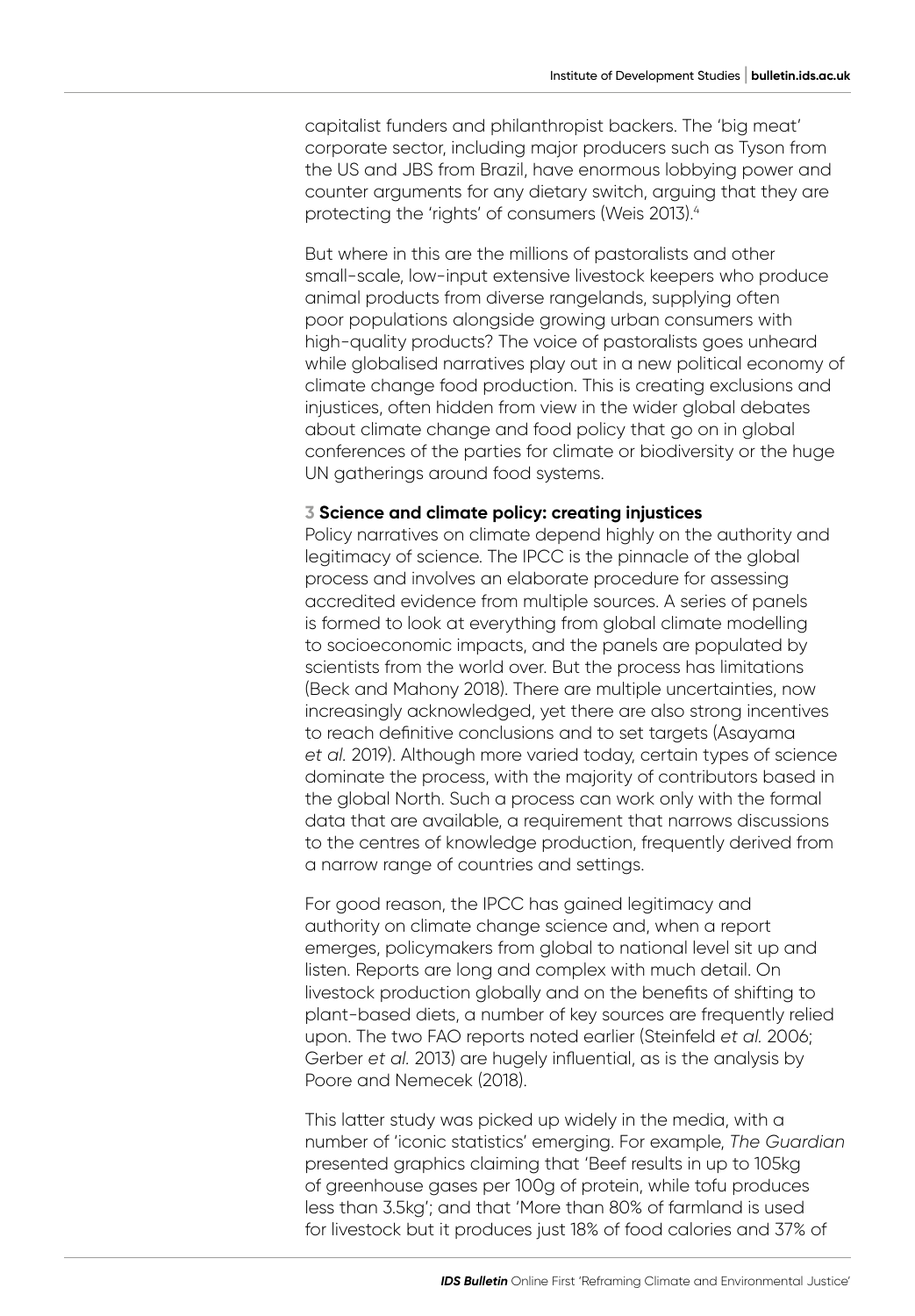capitalist funders and philanthropist backers. The 'big meat' corporate sector, including major producers such as Tyson from the US and JBS from Brazil, have enormous lobbying power and counter arguments for any dietary switch, arguing that they are protecting the 'rights' of consumers (Weis 2013).[4]

But where in this are the millions of pastoralists and other small-scale, low-input extensive livestock keepers who produce animal products from diverse rangelands, supplying often poor populations alongside growing urban consumers with high-quality products? The voice of pastoralists goes unheard while globalised narratives play out in a new political economy of climate change food production. This is creating exclusions and injustices, often hidden from view in the wider global debates about climate change and food policy that go on in global conferences of the parties for climate or biodiversity or the huge UN gatherings around food systems.

## 3 Science and climate policy: creating injustices

Policy narratives on climate depend highly on the authority and legitimacy of science. The IPCC is the pinnacle of the global process and involves an elaborate procedure for assessing accredited evidence from multiple sources. A series of panels is formed to look at everything from global climate modelling to socioeconomic impacts, and the panels are populated by scientists from the world over. But the process has limitations (Beck and Mahony 2018). There are multiple uncertainties, now increasingly acknowledged, yet there are also strong incentives to reach definitive conclusions and to set targets (Asayama *et al.* 2019). Although more varied today, certain types of science dominate the process, with the majority of contributors based in the global North. Such a process can work only with the formal data that are available, a requirement that narrows discussions to the centres of knowledge production, frequently derived from a narrow range of countries and settings.

For good reason, the IPCC has gained legitimacy and authority on climate change science and, when a report emerges, policymakers from global to national level sit up and listen. Reports are long and complex with much detail. On livestock production globally and on the benefits of shifting to plant-based diets, a number of key sources are frequently relied upon. The two FAO reports noted earlier (Steinfeld *et al.* 2006; Gerber *et al.* 2013) are hugely influential, as is the analysis by Poore and Nemecek (2018).

This latter study was picked up widely in the media, with a number of 'iconic statistics' emerging. For example, *The Guardian* presented graphics claiming that 'Beef results in up to 105kg of greenhouse gases per 100g of protein, while tofu produces less than 3.5kg'; and that 'More than 80% of farmland is used for livestock but it produces just 18% of food calories and 37% of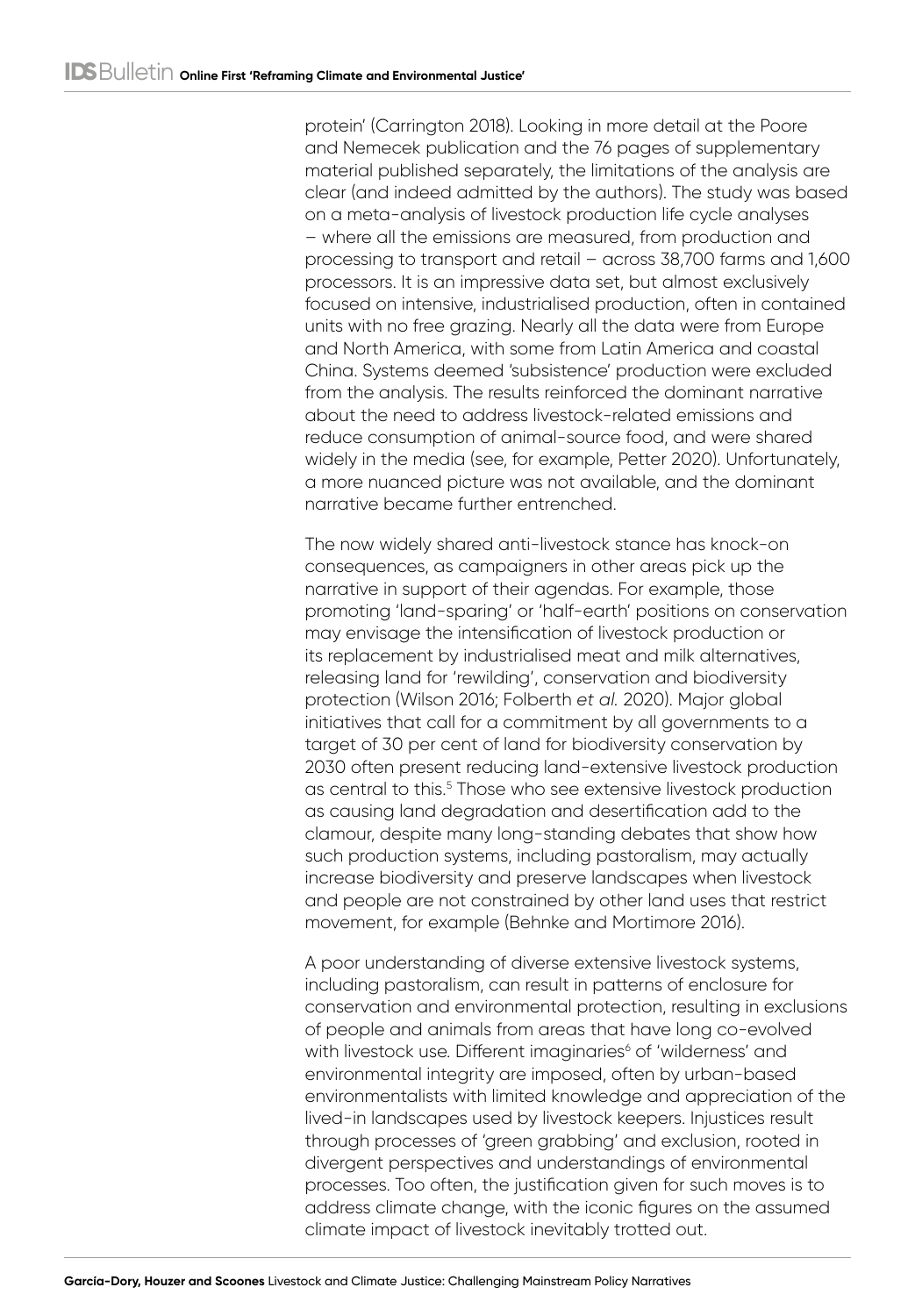protein' (Carrington 2018). Looking in more detail at the Poore and Nemecek publication and the 76 pages of supplementary material published separately, the limitations of the analysis are clear (and indeed admitted by the authors). The study was based on a meta-analysis of livestock production life cycle analyses – where all the emissions are measured, from production and processing to transport and retail – across 38,700 farms and 1,600 processors. It is an impressive data set, but almost exclusively focused on intensive, industrialised production, often in contained units with no free grazing. Nearly all the data were from Europe and North America, with some from Latin America and coastal China. Systems deemed 'subsistence' production were excluded from the analysis. The results reinforced the dominant narrative about the need to address livestock-related emissions and reduce consumption of animal-source food, and were shared widely in the media (see, for example, Petter 2020). Unfortunately, a more nuanced picture was not available, and the dominant narrative became further entrenched.

The now widely shared anti-livestock stance has knock-on consequences, as campaigners in other areas pick up the narrative in support of their agendas. For example, those promoting 'land-sparing' or 'half-earth' positions on conservation may envisage the intensification of livestock production or its replacement by industrialised meat and milk alternatives, releasing land for 'rewilding', conservation and biodiversity protection (Wilson 2016; Folberth *et al.* 2020). Major global initiatives that call for a commitment by all governments to a target of 30 per cent of land for biodiversity conservation by 2030 often present reducing land-extensive livestock production as central to this.[5] Those who see extensive livestock production as causing land degradation and desertification add to the clamour, despite many long-standing debates that show how such production systems, including pastoralism, may actually increase biodiversity and preserve landscapes when livestock and people are not constrained by other land uses that restrict movement, for example (Behnke and Mortimore 2016).

A poor understanding of diverse extensive livestock systems, including pastoralism, can result in patterns of enclosure for conservation and environmental protection, resulting in exclusions of people and animals from areas that have long co-evolved with livestock use. Different imaginaries[6] of 'wilderness' and environmental integrity are imposed, often by urban-based environmentalists with limited knowledge and appreciation of the lived-in landscapes used by livestock keepers. Injustices result through processes of 'green grabbing' and exclusion, rooted in divergent perspectives and understandings of environmental processes. Too often, the justification given for such moves is to address climate change, with the iconic figures on the assumed climate impact of livestock inevitably trotted out.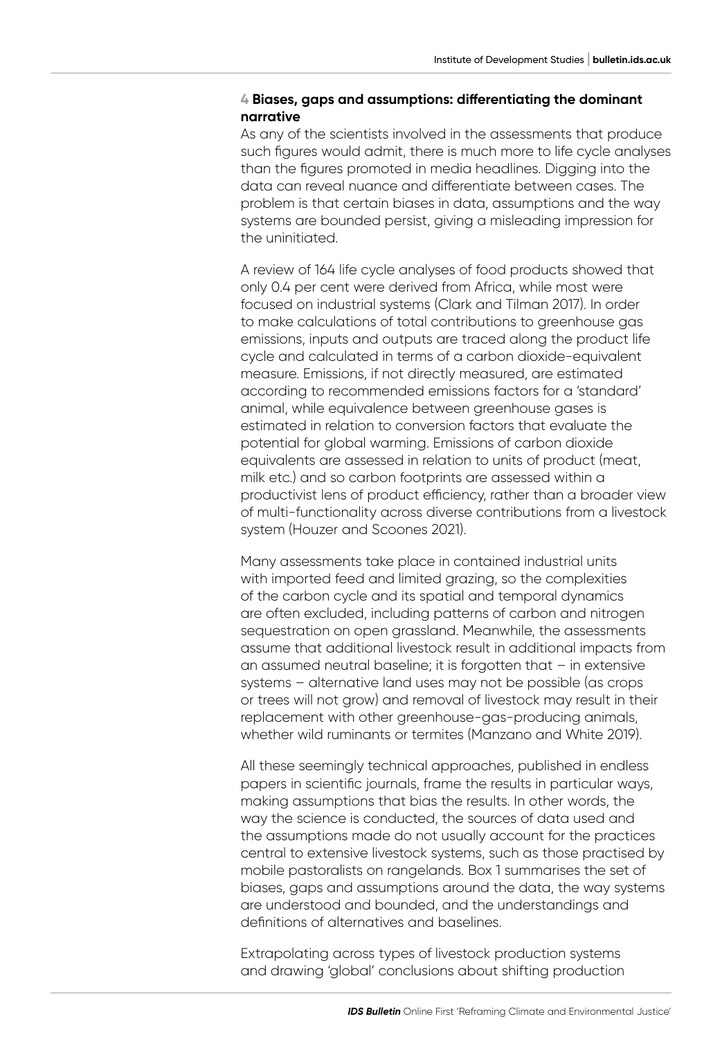## 4 Biases, gaps and assumptions: differentiating the dominant narrative

As any of the scientists involved in the assessments that produce such figures would admit, there is much more to life cycle analyses than the figures promoted in media headlines. Digging into the data can reveal nuance and differentiate between cases. The problem is that certain biases in data, assumptions and the way systems are bounded persist, giving a misleading impression for the uninitiated.

A review of 164 life cycle analyses of food products showed that only 0.4 per cent were derived from Africa, while most were focused on industrial systems (Clark and Tilman 2017). In order to make calculations of total contributions to greenhouse gas emissions, inputs and outputs are traced along the product life cycle and calculated in terms of a carbon dioxide-equivalent measure. Emissions, if not directly measured, are estimated according to recommended emissions factors for a 'standard' animal, while equivalence between greenhouse gases is estimated in relation to conversion factors that evaluate the potential for global warming. Emissions of carbon dioxide equivalents are assessed in relation to units of product (meat, milk etc.) and so carbon footprints are assessed within a productivist lens of product efficiency, rather than a broader view of multi-functionality across diverse contributions from a livestock system (Houzer and Scoones 2021).

Many assessments take place in contained industrial units with imported feed and limited grazing, so the complexities of the carbon cycle and its spatial and temporal dynamics are often excluded, including patterns of carbon and nitrogen sequestration on open grassland. Meanwhile, the assessments assume that additional livestock result in additional impacts from an assumed neutral baseline; it is forgotten that – in extensive systems – alternative land uses may not be possible (as crops or trees will not grow) and removal of livestock may result in their replacement with other greenhouse-gas-producing animals, whether wild ruminants or termites (Manzano and White 2019).

All these seemingly technical approaches, published in endless papers in scientific journals, frame the results in particular ways, making assumptions that bias the results. In other words, the way the science is conducted, the sources of data used and the assumptions made do not usually account for the practices central to extensive livestock systems, such as those practised by mobile pastoralists on rangelands. Box 1 summarises the set of biases, gaps and assumptions around the data, the way systems are understood and bounded, and the understandings and definitions of alternatives and baselines.

Extrapolating across types of livestock production systems and drawing 'global' conclusions about shifting production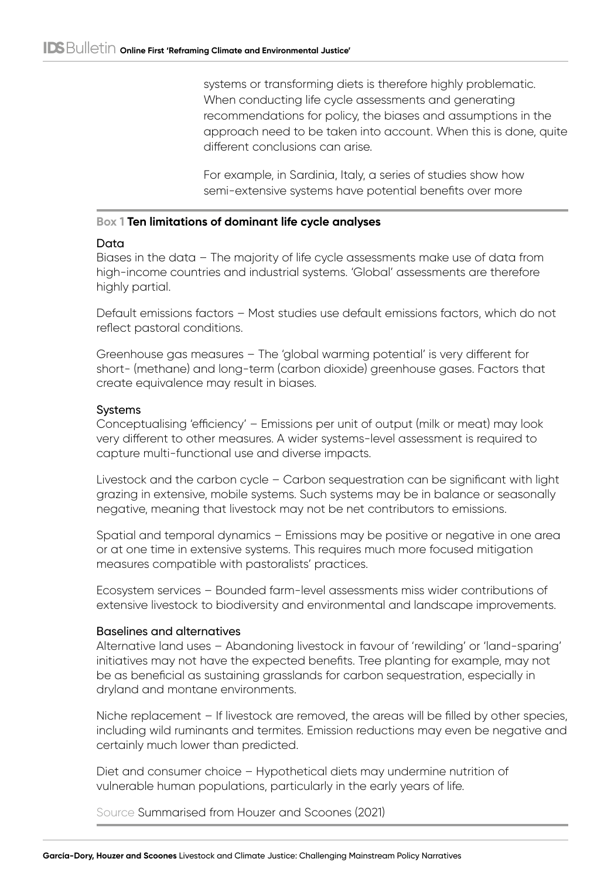systems or transforming diets is therefore highly problematic. When conducting life cycle assessments and generating recommendations for policy, the biases and assumptions in the approach need to be taken into account. When this is done, quite different conclusions can arise.

For example, in Sardinia, Italy, a series of studies show how semi-extensive systems have potential benefits over more

---

**Box 1 Ten limitations of dominant life cycle analyses**

**Data**

Biases in the data – The majority of life cycle assessments make use of data from high-income countries and industrial systems. 'Global' assessments are therefore highly partial.

Default emissions factors – Most studies use default emissions factors, which do not reflect pastoral conditions.

Greenhouse gas measures – The 'global warming potential' is very different for short- (methane) and long-term (carbon dioxide) greenhouse gases. Factors that create equivalence may result in biases.

**Systems**

Conceptualising 'efficiency' – Emissions per unit of output (milk or meat) may look very different to other measures. A wider systems-level assessment is required to capture multi-functional use and diverse impacts.

Livestock and the carbon cycle – Carbon sequestration can be significant with light grazing in extensive, mobile systems. Such systems may be in balance or seasonally negative, meaning that livestock may not be net contributors to emissions.

Spatial and temporal dynamics – Emissions may be positive or negative in one area or at one time in extensive systems. This requires much more focused mitigation measures compatible with pastoralists' practices.

Ecosystem services – Bounded farm-level assessments miss wider contributions of extensive livestock to biodiversity and environmental and landscape improvements.

**Baselines and alternatives**

Alternative land uses – Abandoning livestock in favour of 'rewilding' or 'land-sparing' initiatives may not have the expected benefits. Tree planting for example, may not be as beneficial as sustaining grasslands for carbon sequestration, especially in dryland and montane environments.

Niche replacement – If livestock are removed, the areas will be filled by other species, including wild ruminants and termites. Emission reductions may even be negative and certainly much lower than predicted.

Diet and consumer choice – Hypothetical diets may undermine nutrition of vulnerable human populations, particularly in the early years of life.

Source Summarised from Houzer and Scoones (2021)

---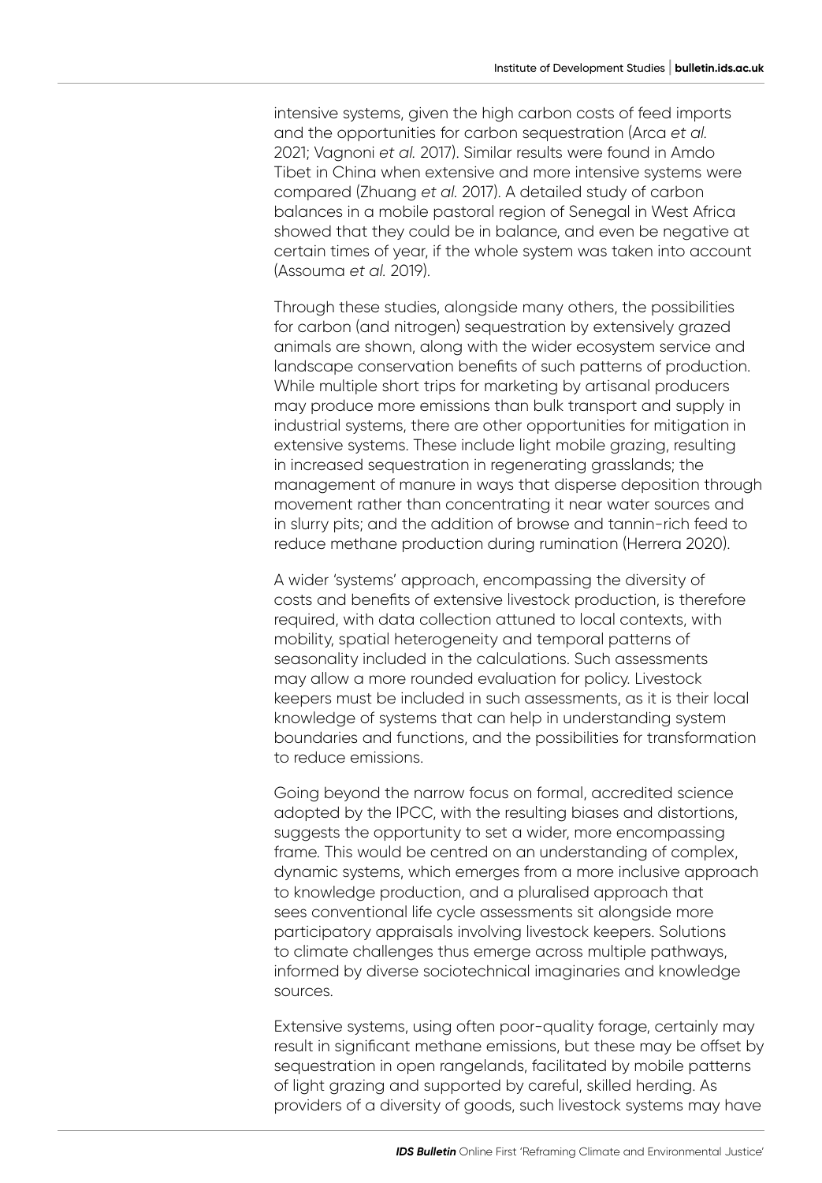intensive systems, given the high carbon costs of feed imports and the opportunities for carbon sequestration (Arca *et al.* 2021; Vagnoni *et al.* 2017). Similar results were found in Amdo Tibet in China when extensive and more intensive systems were compared (Zhuang *et al.* 2017). A detailed study of carbon balances in a mobile pastoral region of Senegal in West Africa showed that they could be in balance, and even be negative at certain times of year, if the whole system was taken into account (Assouma *et al.* 2019).

Through these studies, alongside many others, the possibilities for carbon (and nitrogen) sequestration by extensively grazed animals are shown, along with the wider ecosystem service and landscape conservation benefits of such patterns of production. While multiple short trips for marketing by artisanal producers may produce more emissions than bulk transport and supply in industrial systems, there are other opportunities for mitigation in extensive systems. These include light mobile grazing, resulting in increased sequestration in regenerating grasslands; the management of manure in ways that disperse deposition through movement rather than concentrating it near water sources and in slurry pits; and the addition of browse and tannin-rich feed to reduce methane production during rumination (Herrera 2020).

A wider 'systems' approach, encompassing the diversity of costs and benefits of extensive livestock production, is therefore required, with data collection attuned to local contexts, with mobility, spatial heterogeneity and temporal patterns of seasonality included in the calculations. Such assessments may allow a more rounded evaluation for policy. Livestock keepers must be included in such assessments, as it is their local knowledge of systems that can help in understanding system boundaries and functions, and the possibilities for transformation to reduce emissions.

Going beyond the narrow focus on formal, accredited science adopted by the IPCC, with the resulting biases and distortions, suggests the opportunity to set a wider, more encompassing frame. This would be centred on an understanding of complex, dynamic systems, which emerges from a more inclusive approach to knowledge production, and a pluralised approach that sees conventional life cycle assessments sit alongside more participatory appraisals involving livestock keepers. Solutions to climate challenges thus emerge across multiple pathways, informed by diverse sociotechnical imaginaries and knowledge sources.

Extensive systems, using often poor-quality forage, certainly may result in significant methane emissions, but these may be offset by sequestration in open rangelands, facilitated by mobile patterns of light grazing and supported by careful, skilled herding. As providers of a diversity of goods, such livestock systems may have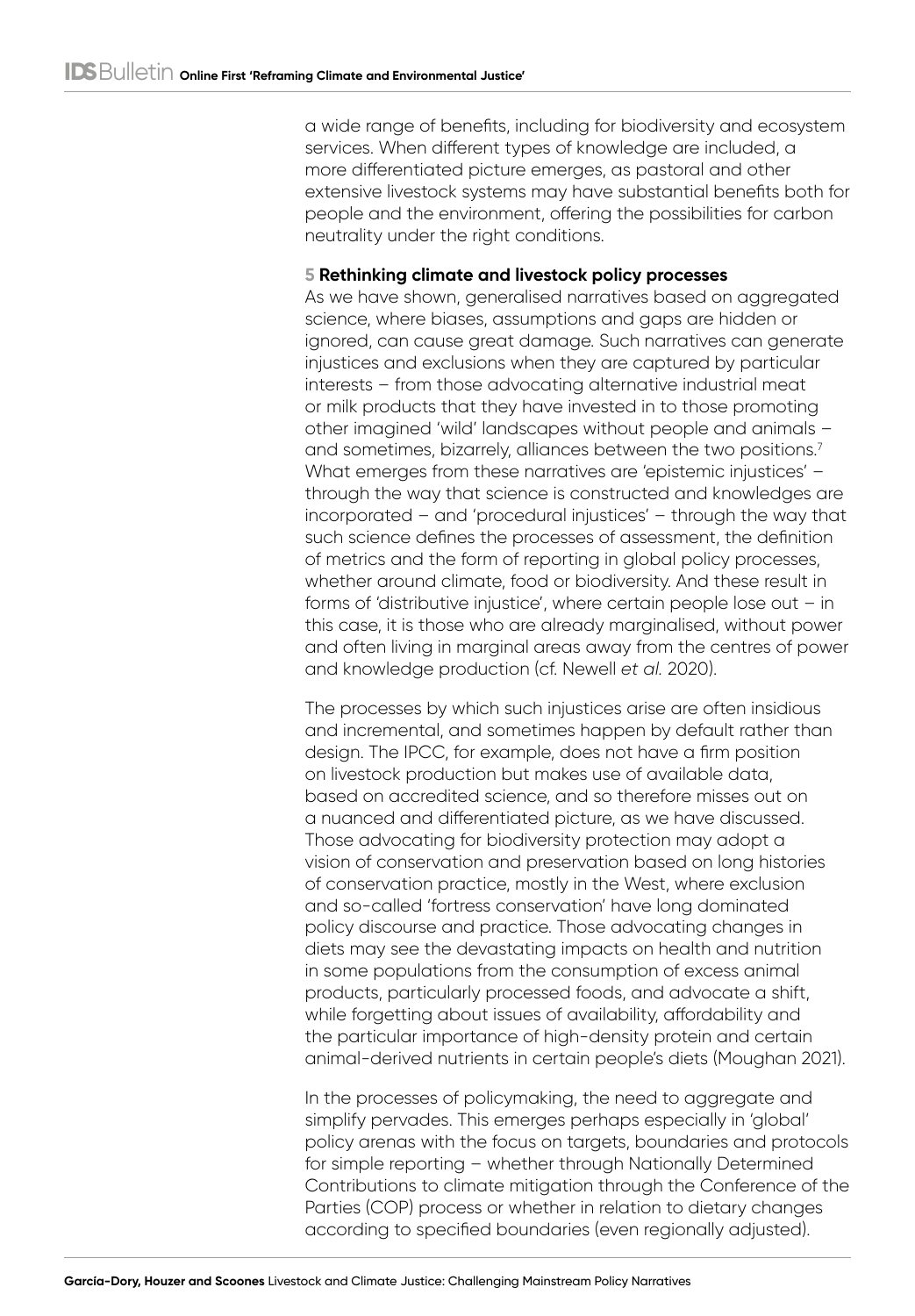a wide range of benefits, including for biodiversity and ecosystem services. When different types of knowledge are included, a more differentiated picture emerges, as pastoral and other extensive livestock systems may have substantial benefits both for people and the environment, offering the possibilities for carbon neutrality under the right conditions.

## 5 Rethinking climate and livestock policy processes

As we have shown, generalised narratives based on aggregated science, where biases, assumptions and gaps are hidden or ignored, can cause great damage. Such narratives can generate injustices and exclusions when they are captured by particular interests – from those advocating alternative industrial meat or milk products that they have invested in to those promoting other imagined 'wild' landscapes without people and animals – and sometimes, bizarrely, alliances between the two positions.[7] What emerges from these narratives are 'epistemic injustices' – through the way that science is constructed and knowledges are incorporated – and 'procedural injustices' – through the way that such science defines the processes of assessment, the definition of metrics and the form of reporting in global policy processes, whether around climate, food or biodiversity. And these result in forms of 'distributive injustice', where certain people lose out – in this case, it is those who are already marginalised, without power and often living in marginal areas away from the centres of power and knowledge production (cf. Newell *et al.* 2020).

The processes by which such injustices arise are often insidious and incremental, and sometimes happen by default rather than design. The IPCC, for example, does not have a firm position on livestock production but makes use of available data, based on accredited science, and so therefore misses out on a nuanced and differentiated picture, as we have discussed. Those advocating for biodiversity protection may adopt a vision of conservation and preservation based on long histories of conservation practice, mostly in the West, where exclusion and so-called 'fortress conservation' have long dominated policy discourse and practice. Those advocating changes in diets may see the devastating impacts on health and nutrition in some populations from the consumption of excess animal products, particularly processed foods, and advocate a shift, while forgetting about issues of availability, affordability and the particular importance of high-density protein and certain animal-derived nutrients in certain people's diets (Moughan 2021).

In the processes of policymaking, the need to aggregate and simplify pervades. This emerges perhaps especially in 'global' policy arenas with the focus on targets, boundaries and protocols for simple reporting – whether through Nationally Determined Contributions to climate mitigation through the Conference of the Parties (COP) process or whether in relation to dietary changes according to specified boundaries (even regionally adjusted).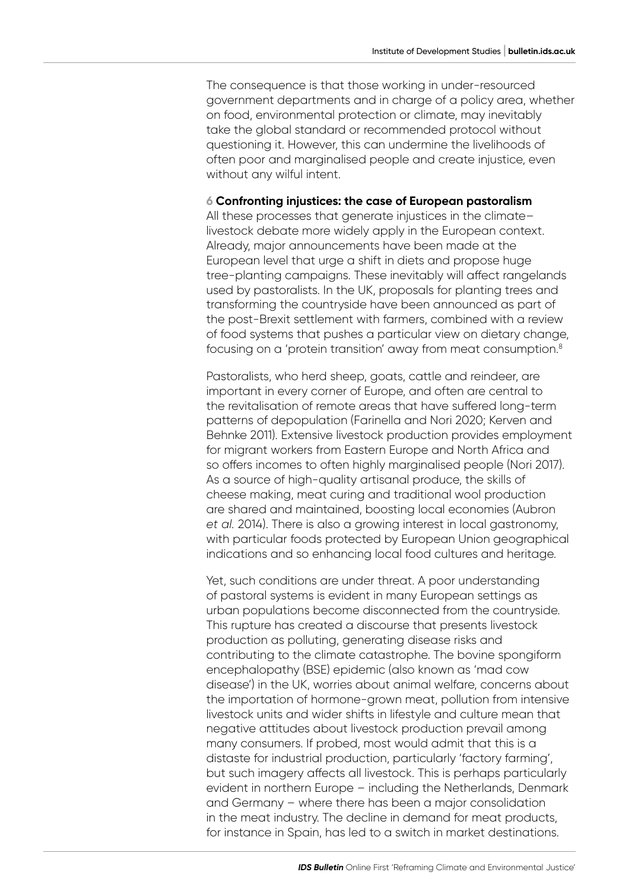The consequence is that those working in under-resourced government departments and in charge of a policy area, whether on food, environmental protection or climate, may inevitably take the global standard or recommended protocol without questioning it. However, this can undermine the livelihoods of often poor and marginalised people and create injustice, even without any wilful intent.

## 6 Confronting injustices: the case of European pastoralism

All these processes that generate injustices in the climate–livestock debate more widely apply in the European context. Already, major announcements have been made at the European level that urge a shift in diets and propose huge tree-planting campaigns. These inevitably will affect rangelands used by pastoralists. In the UK, proposals for planting trees and transforming the countryside have been announced as part of the post-Brexit settlement with farmers, combined with a review of food systems that pushes a particular view on dietary change, focusing on a 'protein transition' away from meat consumption.[8]

Pastoralists, who herd sheep, goats, cattle and reindeer, are important in every corner of Europe, and often are central to the revitalisation of remote areas that have suffered long-term patterns of depopulation (Farinella and Nori 2020; Kerven and Behnke 2011). Extensive livestock production provides employment for migrant workers from Eastern Europe and North Africa and so offers incomes to often highly marginalised people (Nori 2017). As a source of high-quality artisanal produce, the skills of cheese making, meat curing and traditional wool production are shared and maintained, boosting local economies (Aubron *et al.* 2014). There is also a growing interest in local gastronomy, with particular foods protected by European Union geographical indications and so enhancing local food cultures and heritage.

Yet, such conditions are under threat. A poor understanding of pastoral systems is evident in many European settings as urban populations become disconnected from the countryside. This rupture has created a discourse that presents livestock production as polluting, generating disease risks and contributing to the climate catastrophe. The bovine spongiform encephalopathy (BSE) epidemic (also known as 'mad cow disease') in the UK, worries about animal welfare, concerns about the importation of hormone-grown meat, pollution from intensive livestock units and wider shifts in lifestyle and culture mean that negative attitudes about livestock production prevail among many consumers. If probed, most would admit that this is a distaste for industrial production, particularly 'factory farming', but such imagery affects all livestock. This is perhaps particularly evident in northern Europe – including the Netherlands, Denmark and Germany – where there has been a major consolidation in the meat industry. The decline in demand for meat products, for instance in Spain, has led to a switch in market destinations.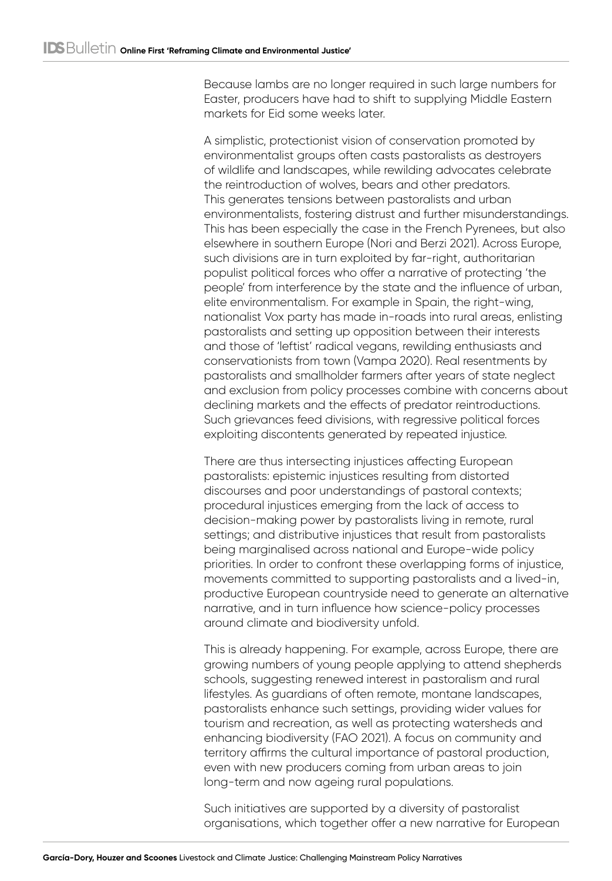Because lambs are no longer required in such large numbers for Easter, producers have had to shift to supplying Middle Eastern markets for Eid some weeks later.

A simplistic, protectionist vision of conservation promoted by environmentalist groups often casts pastoralists as destroyers of wildlife and landscapes, while rewilding advocates celebrate the reintroduction of wolves, bears and other predators. This generates tensions between pastoralists and urban environmentalists, fostering distrust and further misunderstandings. This has been especially the case in the French Pyrenees, but also elsewhere in southern Europe (Nori and Berzi 2021). Across Europe, such divisions are in turn exploited by far-right, authoritarian populist political forces who offer a narrative of protecting 'the people' from interference by the state and the influence of urban, elite environmentalism. For example in Spain, the right-wing, nationalist Vox party has made in-roads into rural areas, enlisting pastoralists and setting up opposition between their interests and those of 'leftist' radical vegans, rewilding enthusiasts and conservationists from town (Vampa 2020). Real resentments by pastoralists and smallholder farmers after years of state neglect and exclusion from policy processes combine with concerns about declining markets and the effects of predator reintroductions. Such grievances feed divisions, with regressive political forces exploiting discontents generated by repeated injustice.

There are thus intersecting injustices affecting European pastoralists: epistemic injustices resulting from distorted discourses and poor understandings of pastoral contexts; procedural injustices emerging from the lack of access to decision-making power by pastoralists living in remote, rural settings; and distributive injustices that result from pastoralists being marginalised across national and Europe-wide policy priorities. In order to confront these overlapping forms of injustice, movements committed to supporting pastoralists and a lived-in, productive European countryside need to generate an alternative narrative, and in turn influence how science-policy processes around climate and biodiversity unfold.

This is already happening. For example, across Europe, there are growing numbers of young people applying to attend shepherds schools, suggesting renewed interest in pastoralism and rural lifestyles. As guardians of often remote, montane landscapes, pastoralists enhance such settings, providing wider values for tourism and recreation, as well as protecting watersheds and enhancing biodiversity (FAO 2021). A focus on community and territory affirms the cultural importance of pastoral production, even with new producers coming from urban areas to join long-term and now ageing rural populations.

Such initiatives are supported by a diversity of pastoralist organisations, which together offer a new narrative for European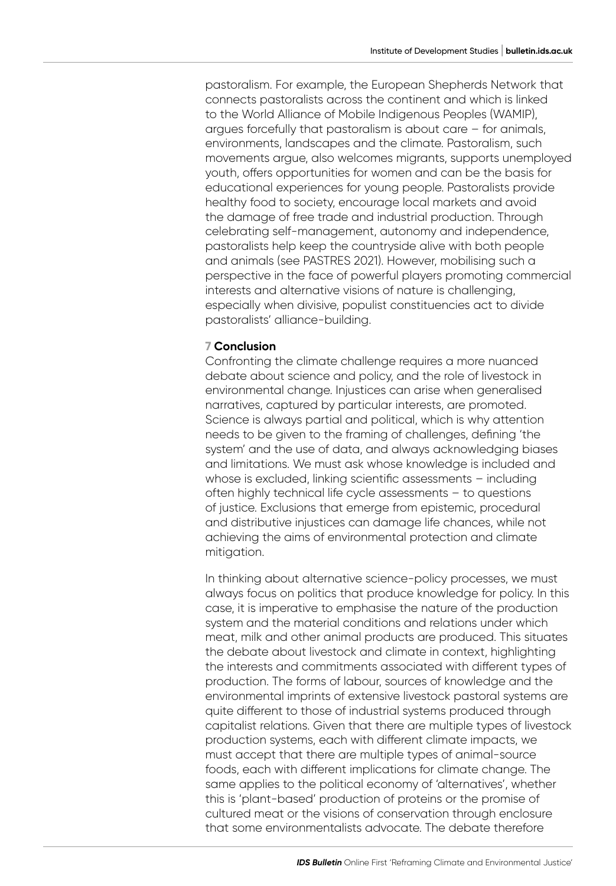pastoralism. For example, the European Shepherds Network that connects pastoralists across the continent and which is linked to the World Alliance of Mobile Indigenous Peoples (WAMIP), argues forcefully that pastoralism is about care – for animals, environments, landscapes and the climate. Pastoralism, such movements argue, also welcomes migrants, supports unemployed youth, offers opportunities for women and can be the basis for educational experiences for young people. Pastoralists provide healthy food to society, encourage local markets and avoid the damage of free trade and industrial production. Through celebrating self-management, autonomy and independence, pastoralists help keep the countryside alive with both people and animals (see PASTRES 2021). However, mobilising such a perspective in the face of powerful players promoting commercial interests and alternative visions of nature is challenging, especially when divisive, populist constituencies act to divide pastoralists' alliance-building.

## 7 Conclusion

Confronting the climate challenge requires a more nuanced debate about science and policy, and the role of livestock in environmental change. Injustices can arise when generalised narratives, captured by particular interests, are promoted. Science is always partial and political, which is why attention needs to be given to the framing of challenges, defining 'the system' and the use of data, and always acknowledging biases and limitations. We must ask whose knowledge is included and whose is excluded, linking scientific assessments – including often highly technical life cycle assessments – to questions of justice. Exclusions that emerge from epistemic, procedural and distributive injustices can damage life chances, while not achieving the aims of environmental protection and climate mitigation.

In thinking about alternative science-policy processes, we must always focus on politics that produce knowledge for policy. In this case, it is imperative to emphasise the nature of the production system and the material conditions and relations under which meat, milk and other animal products are produced. This situates the debate about livestock and climate in context, highlighting the interests and commitments associated with different types of production. The forms of labour, sources of knowledge and the environmental imprints of extensive livestock pastoral systems are quite different to those of industrial systems produced through capitalist relations. Given that there are multiple types of livestock production systems, each with different climate impacts, we must accept that there are multiple types of animal-source foods, each with different implications for climate change. The same applies to the political economy of 'alternatives', whether this is 'plant-based' production of proteins or the promise of cultured meat or the visions of conservation through enclosure that some environmentalists advocate. The debate therefore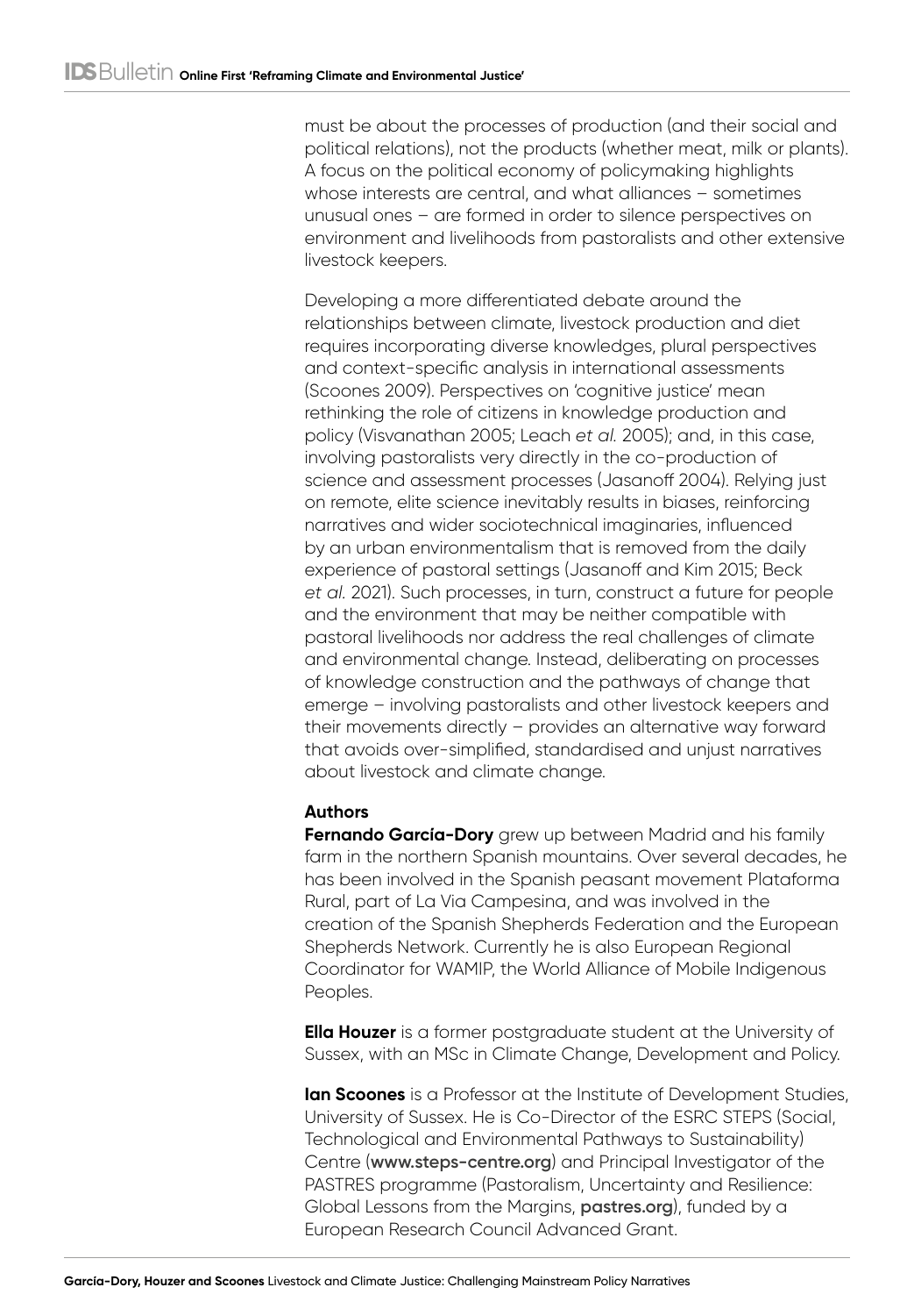must be about the processes of production (and their social and political relations), not the products (whether meat, milk or plants). A focus on the political economy of policymaking highlights whose interests are central, and what alliances – sometimes unusual ones – are formed in order to silence perspectives on environment and livelihoods from pastoralists and other extensive livestock keepers.

Developing a more differentiated debate around the relationships between climate, livestock production and diet requires incorporating diverse knowledges, plural perspectives and context-specific analysis in international assessments (Scoones 2009). Perspectives on 'cognitive justice' mean rethinking the role of citizens in knowledge production and policy (Visvanathan 2005; Leach *et al.* 2005); and, in this case, involving pastoralists very directly in the co-production of science and assessment processes (Jasanoff 2004). Relying just on remote, elite science inevitably results in biases, reinforcing narratives and wider sociotechnical imaginaries, influenced by an urban environmentalism that is removed from the daily experience of pastoral settings (Jasanoff and Kim 2015; Beck *et al.* 2021). Such processes, in turn, construct a future for people and the environment that may be neither compatible with pastoral livelihoods nor address the real challenges of climate and environmental change. Instead, deliberating on processes of knowledge construction and the pathways of change that emerge – involving pastoralists and other livestock keepers and their movements directly – provides an alternative way forward that avoids over-simplified, standardised and unjust narratives about livestock and climate change.

**Authors**

**Fernando García-Dory** grew up between Madrid and his family farm in the northern Spanish mountains. Over several decades, he has been involved in the Spanish peasant movement Plataforma Rural, part of La Via Campesina, and was involved in the creation of the Spanish Shepherds Federation and the European Shepherds Network. Currently he is also European Regional Coordinator for WAMIP, the World Alliance of Mobile Indigenous Peoples.

**Ella Houzer** is a former postgraduate student at the University of Sussex, with an MSc in Climate Change, Development and Policy.

**Ian Scoones** is a Professor at the Institute of Development Studies, University of Sussex. He is Co-Director of the ESRC STEPS (Social, Technological and Environmental Pathways to Sustainability) Centre (**www.steps-centre.org**) and Principal Investigator of the PASTRES programme (Pastoralism, Uncertainty and Resilience: Global Lessons from the Margins, **pastres.org**), funded by a European Research Council Advanced Grant.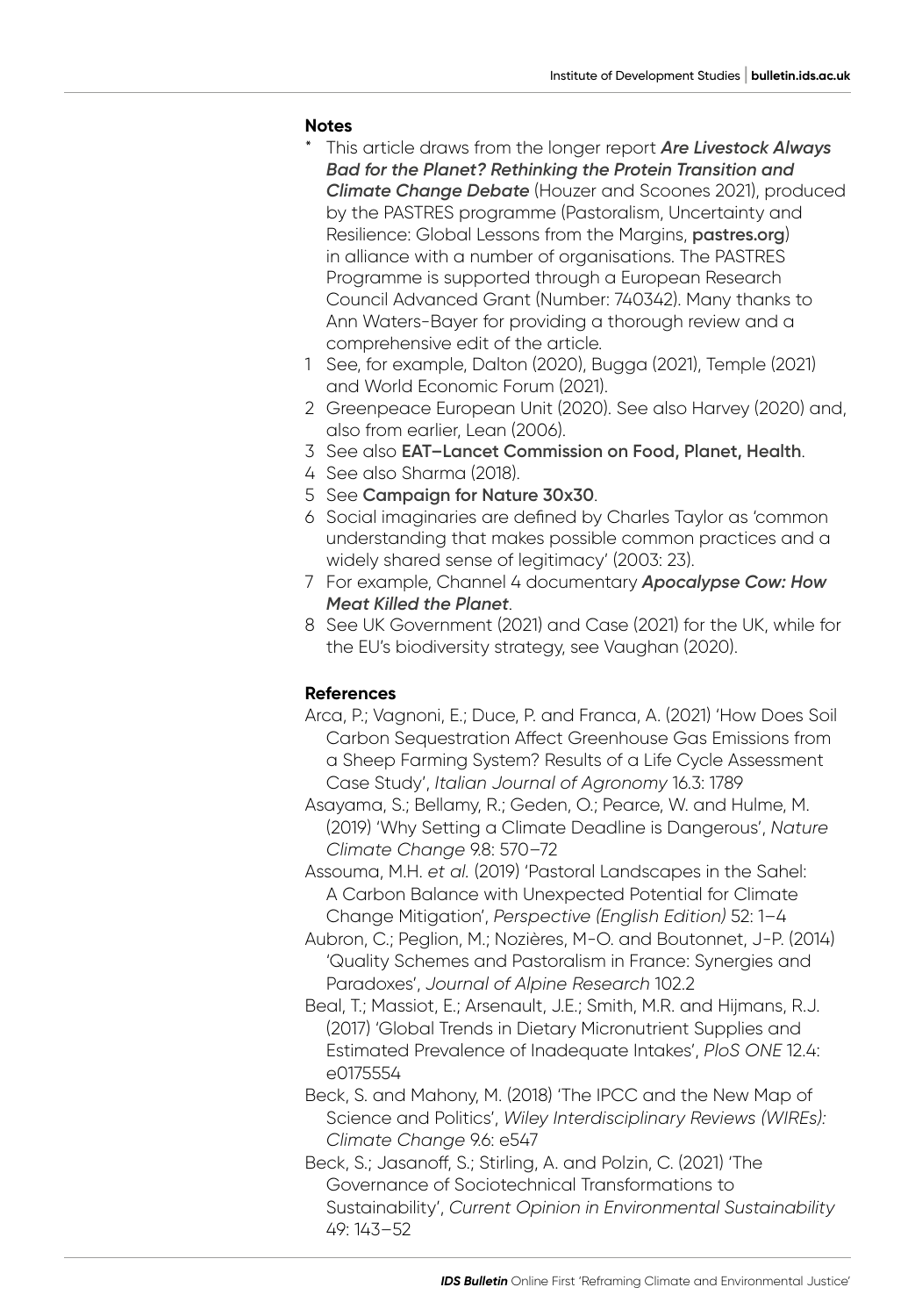## Notes

\* This article draws from the longer report ***Are Livestock Always Bad for the Planet? Rethinking the Protein Transition and Climate Change Debate*** (Houzer and Scoones 2021), produced by the PASTRES programme (Pastoralism, Uncertainty and Resilience: Global Lessons from the Margins, **pastres.org**) in alliance with a number of organisations. The PASTRES Programme is supported through a European Research Council Advanced Grant (Number: 740342). Many thanks to Ann Waters-Bayer for providing a thorough review and a comprehensive edit of the article.

1. See, for example, Dalton (2020), Bugga (2021), Temple (2021) and World Economic Forum (2021).
2. Greenpeace European Unit (2020). See also Harvey (2020) and, also from earlier, Lean (2006).
3. See also **EAT–Lancet Commission on Food, Planet, Health**.
4. See also Sharma (2018).
5. See **Campaign for Nature 30x30**.
6. Social imaginaries are defined by Charles Taylor as 'common understanding that makes possible common practices and a widely shared sense of legitimacy' (2003: 23).
7. For example, Channel 4 documentary ***Apocalypse Cow: How Meat Killed the Planet***.
8. See UK Government (2021) and Case (2021) for the UK, while for the EU's biodiversity strategy, see Vaughan (2020).

## References

Arca, P.; Vagnoni, E.; Duce, P. and Franca, A. (2021) 'How Does Soil Carbon Sequestration Affect Greenhouse Gas Emissions from a Sheep Farming System? Results of a Life Cycle Assessment Case Study', *Italian Journal of Agronomy* 16.3: 1789

Asayama, S.; Bellamy, R.; Geden, O.; Pearce, W. and Hulme, M. (2019) 'Why Setting a Climate Deadline is Dangerous', *Nature Climate Change* 9.8: 570–72

Assouma, M.H. *et al.* (2019) 'Pastoral Landscapes in the Sahel: A Carbon Balance with Unexpected Potential for Climate Change Mitigation', *Perspective (English Edition)* 52: 1–4

Aubron, C.; Peglion, M.; Nozières, M-O. and Boutonnet, J-P. (2014) 'Quality Schemes and Pastoralism in France: Synergies and Paradoxes', *Journal of Alpine Research* 102.2

Beal, T.; Massiot, E.; Arsenault, J.E.; Smith, M.R. and Hijmans, R.J. (2017) 'Global Trends in Dietary Micronutrient Supplies and Estimated Prevalence of Inadequate Intakes', *PloS ONE* 12.4: e0175554

Beck, S. and Mahony, M. (2018) 'The IPCC and the New Map of Science and Politics', *Wiley Interdisciplinary Reviews (WIREs): Climate Change* 9.6: e547

Beck, S.; Jasanoff, S.; Stirling, A. and Polzin, C. (2021) 'The Governance of Sociotechnical Transformations to Sustainability', *Current Opinion in Environmental Sustainability* 49: 143–52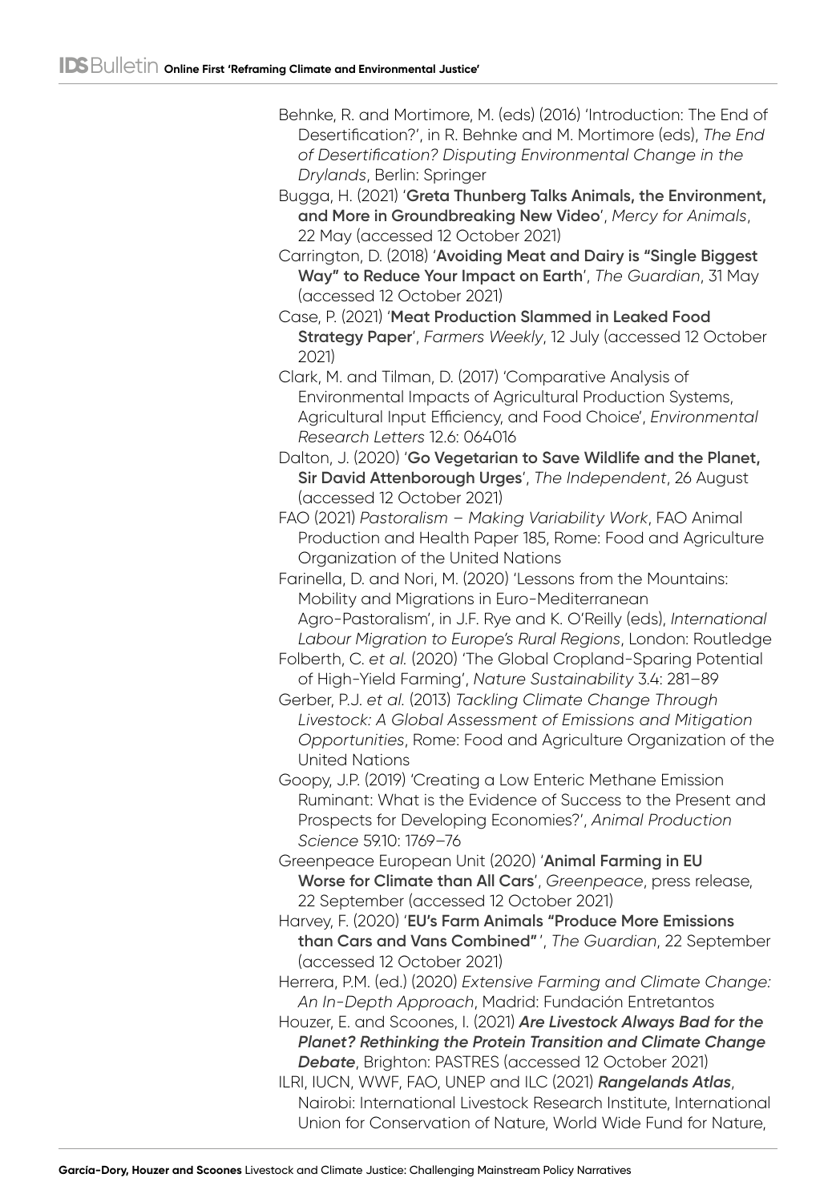Behnke, R. and Mortimore, M. (eds) (2016) 'Introduction: The End of Desertification?', in R. Behnke and M. Mortimore (eds), *The End of Desertification? Disputing Environmental Change in the Drylands*, Berlin: Springer

Bugga, H. (2021) '**Greta Thunberg Talks Animals, the Environment, and More in Groundbreaking New Video**', *Mercy for Animals*, 22 May (accessed 12 October 2021)

Carrington, D. (2018) '**Avoiding Meat and Dairy is "Single Biggest Way" to Reduce Your Impact on Earth**', *The Guardian*, 31 May (accessed 12 October 2021)

Case, P. (2021) '**Meat Production Slammed in Leaked Food Strategy Paper**', *Farmers Weekly*, 12 July (accessed 12 October 2021)

Clark, M. and Tilman, D. (2017) 'Comparative Analysis of Environmental Impacts of Agricultural Production Systems, Agricultural Input Efficiency, and Food Choice', *Environmental Research Letters* 12.6: 064016

Dalton, J. (2020) '**Go Vegetarian to Save Wildlife and the Planet, Sir David Attenborough Urges**', *The Independent*, 26 August (accessed 12 October 2021)

FAO (2021) *Pastoralism – Making Variability Work*, FAO Animal Production and Health Paper 185, Rome: Food and Agriculture Organization of the United Nations

Farinella, D. and Nori, M. (2020) 'Lessons from the Mountains: Mobility and Migrations in Euro-Mediterranean Agro-Pastoralism', in J.F. Rye and K. O'Reilly (eds), *International Labour Migration to Europe's Rural Regions*, London: Routledge

Folberth, C. *et al.* (2020) 'The Global Cropland-Sparing Potential of High-Yield Farming', *Nature Sustainability* 3.4: 281–89

Gerber, P.J. *et al.* (2013) *Tackling Climate Change Through Livestock: A Global Assessment of Emissions and Mitigation Opportunities*, Rome: Food and Agriculture Organization of the United Nations

Goopy, J.P. (2019) 'Creating a Low Enteric Methane Emission Ruminant: What is the Evidence of Success to the Present and Prospects for Developing Economies?', *Animal Production Science* 59.10: 1769–76

Greenpeace European Unit (2020) '**Animal Farming in EU Worse for Climate than All Cars**', *Greenpeace*, press release, 22 September (accessed 12 October 2021)

Harvey, F. (2020) '**EU's Farm Animals "Produce More Emissions than Cars and Vans Combined"**', *The Guardian*, 22 September (accessed 12 October 2021)

Herrera, P.M. (ed.) (2020) *Extensive Farming and Climate Change: An In-Depth Approach*, Madrid: Fundación Entretantos

Houzer, E. and Scoones, I. (2021) ***Are Livestock Always Bad for the Planet? Rethinking the Protein Transition and Climate Change Debate***, Brighton: PASTRES (accessed 12 October 2021)

ILRI, IUCN, WWF, FAO, UNEP and ILC (2021) ***Rangelands Atlas***, Nairobi: International Livestock Research Institute, International Union for Conservation of Nature, World Wide Fund for Nature,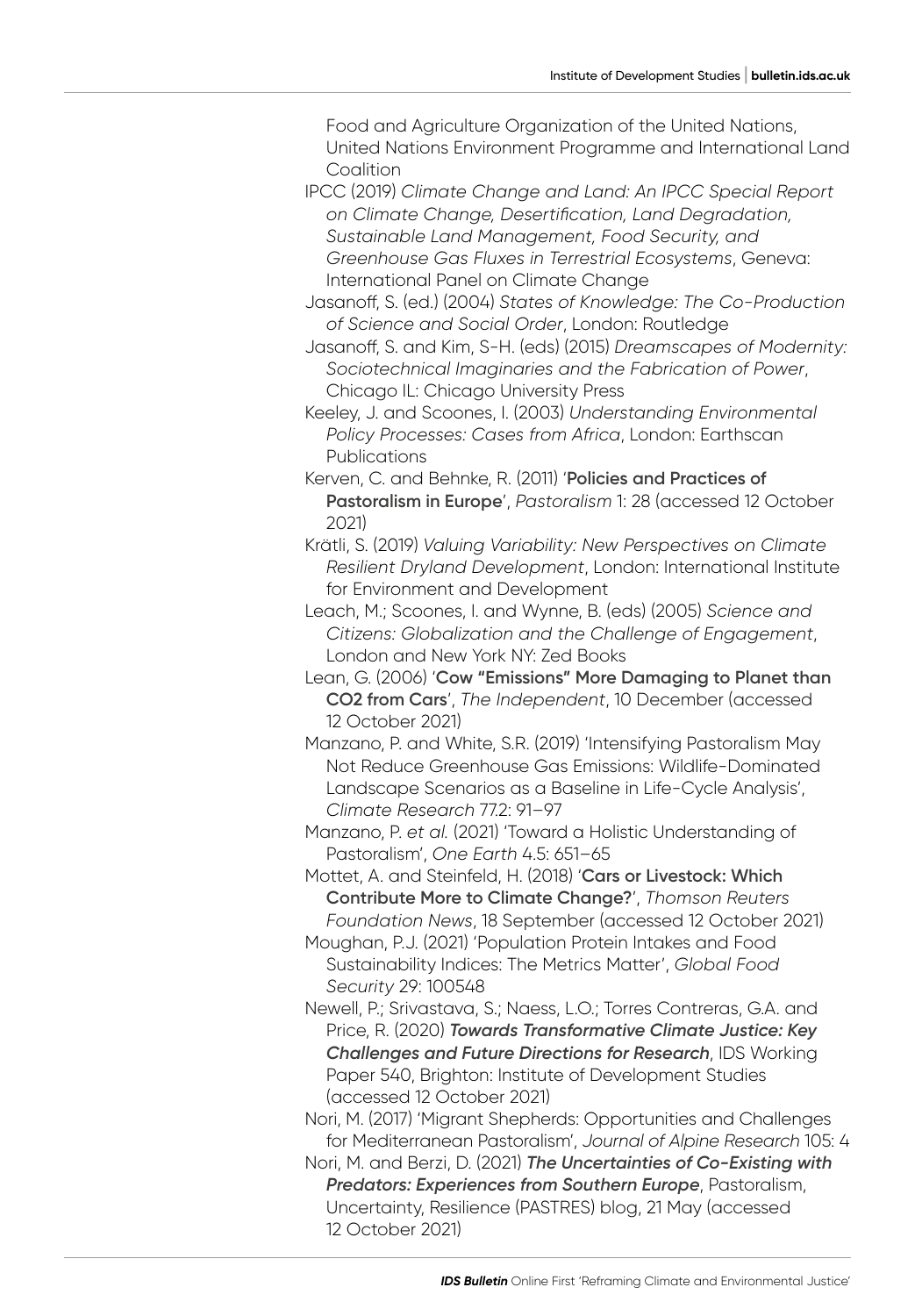Food and Agriculture Organization of the United Nations, United Nations Environment Programme and International Land Coalition

IPCC (2019) *Climate Change and Land: An IPCC Special Report on Climate Change, Desertification, Land Degradation, Sustainable Land Management, Food Security, and Greenhouse Gas Fluxes in Terrestrial Ecosystems*, Geneva: International Panel on Climate Change

Jasanoff, S. (ed.) (2004) *States of Knowledge: The Co-Production of Science and Social Order*, London: Routledge

Jasanoff, S. and Kim, S-H. (eds) (2015) *Dreamscapes of Modernity: Sociotechnical Imaginaries and the Fabrication of Power*, Chicago IL: Chicago University Press

Keeley, J. and Scoones, I. (2003) *Understanding Environmental Policy Processes: Cases from Africa*, London: Earthscan Publications

Kerven, C. and Behnke, R. (2011) '**Policies and Practices of Pastoralism in Europe**', *Pastoralism* 1: 28 (accessed 12 October 2021)

Krätli, S. (2019) *Valuing Variability: New Perspectives on Climate Resilient Dryland Development*, London: International Institute for Environment and Development

Leach, M.; Scoones, I. and Wynne, B. (eds) (2005) *Science and Citizens: Globalization and the Challenge of Engagement*, London and New York NY: Zed Books

Lean, G. (2006) '**Cow "Emissions" More Damaging to Planet than CO2 from Cars**', *The Independent*, 10 December (accessed 12 October 2021)

Manzano, P. and White, S.R. (2019) 'Intensifying Pastoralism May Not Reduce Greenhouse Gas Emissions: Wildlife-Dominated Landscape Scenarios as a Baseline in Life-Cycle Analysis', *Climate Research* 77.2: 91–97

Manzano, P. *et al.* (2021) 'Toward a Holistic Understanding of Pastoralism', *One Earth* 4.5: 651–65

Mottet, A. and Steinfeld, H. (2018) '**Cars or Livestock: Which Contribute More to Climate Change?**', *Thomson Reuters Foundation News*, 18 September (accessed 12 October 2021)

Moughan, P.J. (2021) 'Population Protein Intakes and Food Sustainability Indices: The Metrics Matter', *Global Food Security* 29: 100548

Newell, P.; Srivastava, S.; Naess, L.O.; Torres Contreras, G.A. and Price, R. (2020) ***Towards Transformative Climate Justice: Key Challenges and Future Directions for Research***, IDS Working Paper 540, Brighton: Institute of Development Studies (accessed 12 October 2021)

Nori, M. (2017) 'Migrant Shepherds: Opportunities and Challenges for Mediterranean Pastoralism', *Journal of Alpine Research* 105: 4

Nori, M. and Berzi, D. (2021) ***The Uncertainties of Co-Existing with Predators: Experiences from Southern Europe***, Pastoralism, Uncertainty, Resilience (PASTRES) blog, 21 May (accessed 12 October 2021)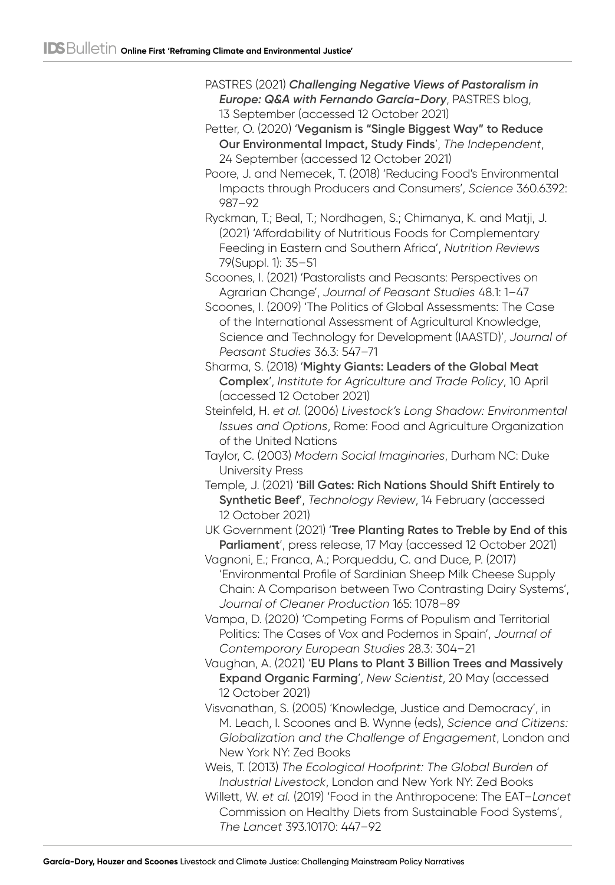PASTRES (2021) ***Challenging Negative Views of Pastoralism in Europe: Q&A with Fernando García-Dory***, PASTRES blog, 13 September (accessed 12 October 2021)

Petter, O. (2020) '**Veganism is "Single Biggest Way" to Reduce Our Environmental Impact, Study Finds**', *The Independent*, 24 September (accessed 12 October 2021)

Poore, J. and Nemecek, T. (2018) 'Reducing Food's Environmental Impacts through Producers and Consumers', *Science* 360.6392: 987–92

Ryckman, T.; Beal, T.; Nordhagen, S.; Chimanya, K. and Matji, J. (2021) 'Affordability of Nutritious Foods for Complementary Feeding in Eastern and Southern Africa', *Nutrition Reviews* 79(Suppl. 1): 35–51

Scoones, I. (2021) 'Pastoralists and Peasants: Perspectives on Agrarian Change', *Journal of Peasant Studies* 48.1: 1–47

Scoones, I. (2009) 'The Politics of Global Assessments: The Case of the International Assessment of Agricultural Knowledge, Science and Technology for Development (IAASTD)', *Journal of Peasant Studies* 36.3: 547–71

Sharma, S. (2018) '**Mighty Giants: Leaders of the Global Meat Complex**', *Institute for Agriculture and Trade Policy*, 10 April (accessed 12 October 2021)

Steinfeld, H. *et al.* (2006) *Livestock's Long Shadow: Environmental Issues and Options*, Rome: Food and Agriculture Organization of the United Nations

Taylor, C. (2003) *Modern Social Imaginaries*, Durham NC: Duke University Press

Temple, J. (2021) '**Bill Gates: Rich Nations Should Shift Entirely to Synthetic Beef**', *Technology Review*, 14 February (accessed 12 October 2021)

UK Government (2021) '**Tree Planting Rates to Treble by End of this Parliament**', press release, 17 May (accessed 12 October 2021)

Vagnoni, E.; Franca, A.; Porqueddu, C. and Duce, P. (2017) 'Environmental Profile of Sardinian Sheep Milk Cheese Supply Chain: A Comparison between Two Contrasting Dairy Systems', *Journal of Cleaner Production* 165: 1078–89

Vampa, D. (2020) 'Competing Forms of Populism and Territorial Politics: The Cases of Vox and Podemos in Spain', *Journal of Contemporary European Studies* 28.3: 304–21

Vaughan, A. (2021) '**EU Plans to Plant 3 Billion Trees and Massively Expand Organic Farming**', *New Scientist*, 20 May (accessed 12 October 2021)

Visvanathan, S. (2005) 'Knowledge, Justice and Democracy', in M. Leach, I. Scoones and B. Wynne (eds), *Science and Citizens: Globalization and the Challenge of Engagement*, London and New York NY: Zed Books

Weis, T. (2013) *The Ecological Hoofprint: The Global Burden of Industrial Livestock*, London and New York NY: Zed Books

Willett, W. *et al.* (2019) 'Food in the Anthropocene: The EAT–*Lancet* Commission on Healthy Diets from Sustainable Food Systems', *The Lancet* 393.10170: 447–92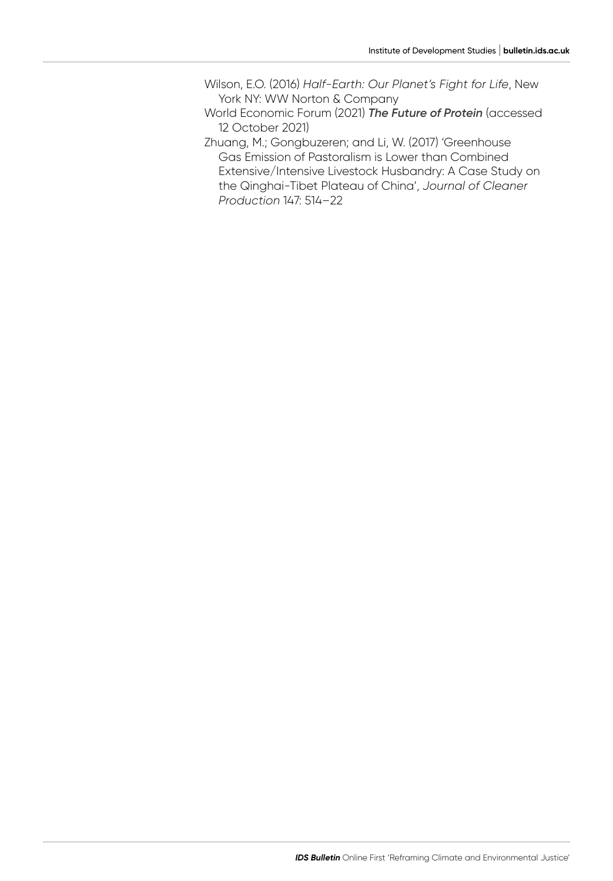Wilson, E.O. (2016) *Half-Earth: Our Planet's Fight for Life*, New York NY: WW Norton & Company

World Economic Forum (2021) ***The Future of Protein*** (accessed 12 October 2021)

Zhuang, M.; Gongbuzeren; and Li, W. (2017) 'Greenhouse Gas Emission of Pastoralism is Lower than Combined Extensive/Intensive Livestock Husbandry: A Case Study on the Qinghai-Tibet Plateau of China', *Journal of Cleaner Production* 147: 514–22